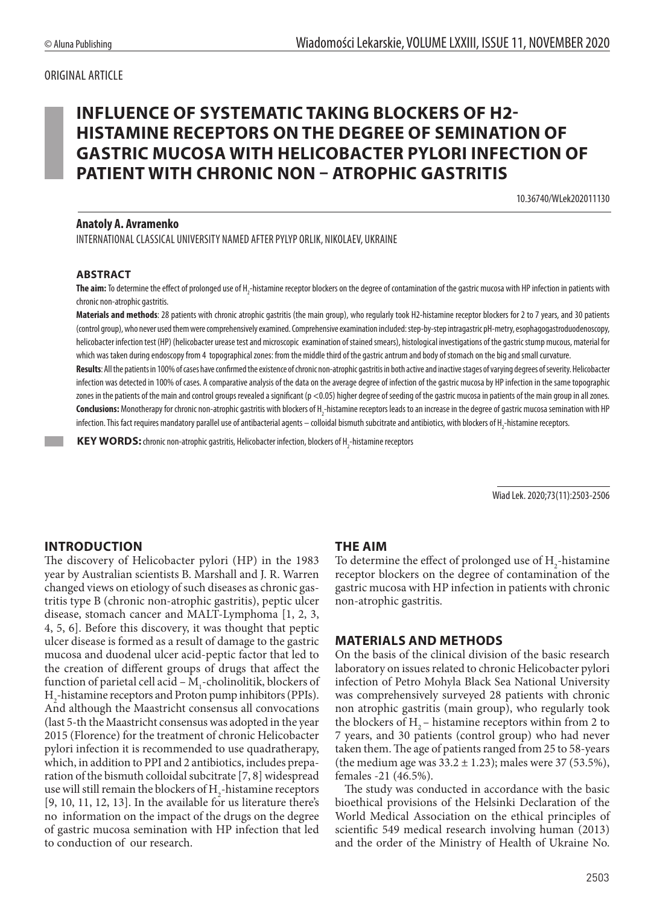ORIGINAL ARTICLE

# INFLUENCE OF SYSTEMATIC TAKING BLOCKERS OF H2-HISTAMINE RECEPTORS ON THE DEGREE OF SEMINATION OF GASTRIC MUCOSA WITH HELICOBACTER PYLORI INFECTION OF PATIENT WITH CHRONIC NON – ATROPHIC GASTRITIS

10.36740/WLek202011130

**Anatoly A. Avramenko**

INTERNATIONAL CLASSICAL UNIVERSITY NAMED AFTER PYLYP ORLIK, NIKOLAEV, UKRAINE

## ABSTRACT

**The aim:** To determine the effect of prolonged use of $H_2$-histamine receptor blockers on the degree of contamination of the gastric mucosa with HP infection in patients with chronic non-atrophic gastritis.

**Materials and methods**: 28 patients with chronic atrophic gastritis (the main group), who regularly took H2-histamine receptor blockers for 2 to 7 years, and 30 patients (control group), who never used them were comprehensively examined. Comprehensive examination included: step-by-step intragastric pH-metry, esophagogastroduodenoscopy, helicobacter infection test (HP) (helicobacter urease test and microscopic examination of stained smears), histological investigations of the gastric stump mucous, material for which was taken during endoscopy from 4 topographical zones: from the middle third of the gastric antrum and body of stomach on the big and small curvature.

**Results**: All the patients in 100% of cases have confirmed the existence of chronic non-atrophic gastritis in both active and inactive stages of varying degrees of severity. Helicobacter infection was detected in 100% of cases. A comparative analysis of the data on the average degree of infection of the gastric mucosa by HP infection in the same topographic zones in the patients of the main and control groups revealed a significant ($p < 0.05$) higher degree of seeding of the gastric mucosa in patients of the main group in all zones.

**Conclusions:** Monotherapy for chronic non-atrophic gastritis with blockers of $H_2$-histamine receptors leads to an increase in the degree of gastric mucosa semination with HP infection. This fact requires mandatory parallel use of antibacterial agents – colloidal bismuth subcitrate and antibiotics, with blockers of $H_2$-histamine receptors.

**KEY WORDS:** chronic non-atrophic gastritis, Helicobacter infection, blockers of $H_2$-histamine receptors

Wiad Lek. 2020;73(11):2503-2506

## INTRODUCTION

The discovery of Helicobacter pylori (HP) in the 1983 year by Australian scientists B. Marshall and J. R. Warren changed views on etiology of such diseases as chronic gastritis type B (chronic non-atrophic gastritis), peptic ulcer disease, stomach cancer and MALT-Lymphoma [1, 2, 3, 4, 5, 6]. Before this discovery, it was thought that peptic ulcer disease is formed as a result of damage to the gastric mucosa and duodenal ulcer acid-peptic factor that led to the creation of different groups of drugs that affect the function of parietal cell acid – $M_1$-cholinolitik, blockers of $H_2$-histamine receptors and Proton pump inhibitors (PPIs). And although the Maastricht consensus all convocations (last 5-th the Maastricht consensus was adopted in the year 2015 (Florence) for the treatment of chronic Helicobacter pylori infection it is recommended to use quadratherapy, which, in addition to PPI and 2 antibiotics, includes preparation of the bismuth colloidal subcitrate [7, 8] widespread use will still remain the blockers of $H_2$-histamine receptors [9, 10, 11, 12, 13]. In the available for us literature there's no information on the impact of the drugs on the degree of gastric mucosa semination with HP infection that led to conduction of our research.

## THE AIM

To determine the effect of prolonged use of $H_2$-histamine receptor blockers on the degree of contamination of the gastric mucosa with HP infection in patients with chronic non-atrophic gastritis.

## MATERIALS AND METHODS

On the basis of the clinical division of the basic research laboratory on issues related to chronic Helicobacter pylori infection of Petro Mohyla Black Sea National University was comprehensively surveyed 28 patients with chronic non atrophic gastritis (main group), who regularly took the blockers of $H_2$ – histamine receptors within from 2 to 7 years, and 30 patients (control group) who had never taken them. The age of patients ranged from 25 to 58-years (the medium age was $33.2 \pm 1.23$); males were 37 (53.5%), females -21 (46.5%).

The study was conducted in accordance with the basic bioethical provisions of the Helsinki Declaration of the World Medical Association on the ethical principles of scientific 549 medical research involving human (2013) and the order of the Ministry of Health of Ukraine No.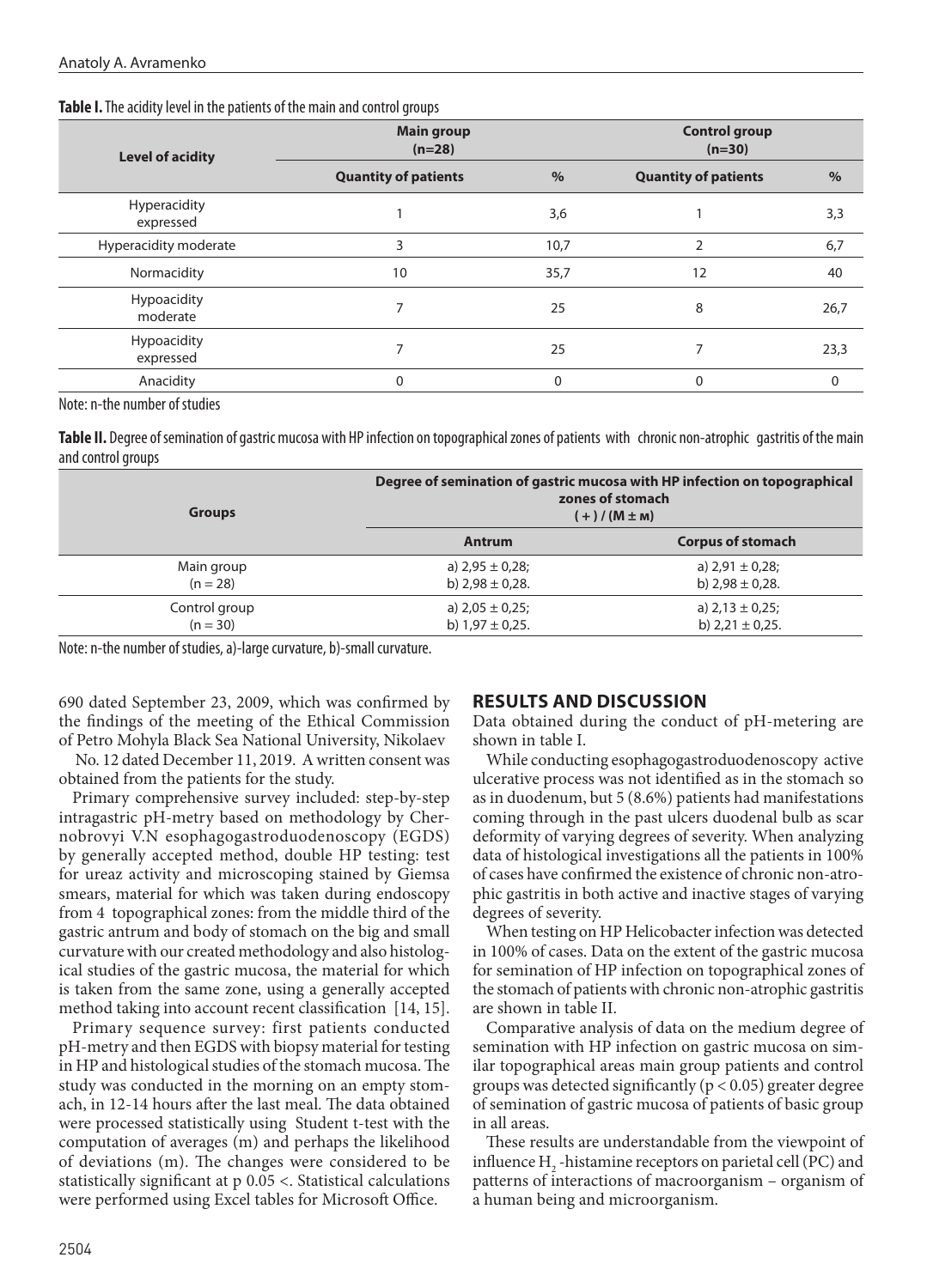**Table I.** The acidity level in the patients of the main and control groups

| Level of acidity | Main group (n=28) | | Control group (n=30) | |
|---|---|---|---|---|
| | Quantity of patients | % | Quantity of patients | % |
| Hyperacidity expressed | 1 | 3,6 | 1 | 3,3 |
| Hyperacidity moderate | 3 | 10,7 | 2 | 6,7 |
| Normacidity | 10 | 35,7 | 12 | 40 |
| Hypoacidity moderate | 7 | 25 | 8 | 26,7 |
| Hypoacidity expressed | 7 | 25 | 7 | 23,3 |
| Anacidity | 0 | 0 | 0 | 0 |

Note: n-the number of studies

**Table II.** Degree of semination of gastric mucosa with HP infection on topographical zones of patients with chronic non-atrophic gastritis of the main and control groups

| Groups | Degree of semination of gastric mucosa with HP infection on topographical zones of stomach ( + ) / (M ± м) | |
|---|---|---|
| | Antrum | Corpus of stomach |
| Main group (n = 28) | a) 2,95 ± 0,28; b) 2,98 ± 0,28. | a) 2,91 ± 0,28; b) 2,98 ± 0,28. |
| Control group (n = 30) | a) 2,05 ± 0,25; b) 1,97 ± 0,25. | a) 2,13 ± 0,25; b) 2,21 ± 0,25. |

Note: n-the number of studies, a)-large curvature, b)-small curvature.

690 dated September 23, 2009, which was confirmed by the findings of the meeting of the Ethical Commission of Petro Mohyla Black Sea National University, Nikolaev No. 12 dated December 11, 2019. A written consent was obtained from the patients for the study.

Primary comprehensive survey included: step-by-step intragastric pH-metry based on methodology by Chernobrovyi V.N esophagogastroduodenoscopy (EGDS) by generally accepted method, double HP testing: test for ureaz activity and microscoping stained by Giemsa smears, material for which was taken during endoscopy from 4 topographical zones: from the middle third of the gastric antrum and body of stomach on the big and small curvature with our created methodology and also histological studies of the gastric mucosa, the material for which is taken from the same zone, using a generally accepted method taking into account recent classification [14, 15].

Primary sequence survey: first patients conducted pH-metry and then EGDS with biopsy material for testing in HP and histological studies of the stomach mucosa. The study was conducted in the morning on an empty stomach, in 12-14 hours after the last meal. The data obtained were processed statistically using Student t-test with the computation of averages (m) and perhaps the likelihood of deviations (m). The changes were considered to be statistically significant at p 0.05 <. Statistical calculations were performed using Excel tables for Microsoft Office.

## RESULTS AND DISCUSSION

Data obtained during the conduct of pH-metering are shown in table I.

While conducting esophagogastroduodenoscopy active ulcerative process was not identified as in the stomach so as in duodenum, but 5 (8.6%) patients had manifestations coming through in the past ulcers duodenal bulb as scar deformity of varying degrees of severity. When analyzing data of histological investigations all the patients in 100% of cases have confirmed the existence of chronic non-atrophic gastritis in both active and inactive stages of varying degrees of severity.

When testing on HP Helicobacter infection was detected in 100% of cases. Data on the extent of the gastric mucosa for semination of HP infection on topographical zones of the stomach of patients with chronic non-atrophic gastritis are shown in table II.

Comparative analysis of data on the medium degree of semination with HP infection on gastric mucosa on similar topographical areas main group patients and control groups was detected significantly ($p < 0.05$) greater degree of semination of gastric mucosa of patients of basic group in all areas.

These results are understandable from the viewpoint of influence $H_2$ -histamine receptors on parietal cell (PC) and patterns of interactions of macroorganism – organism of a human being and microorganism.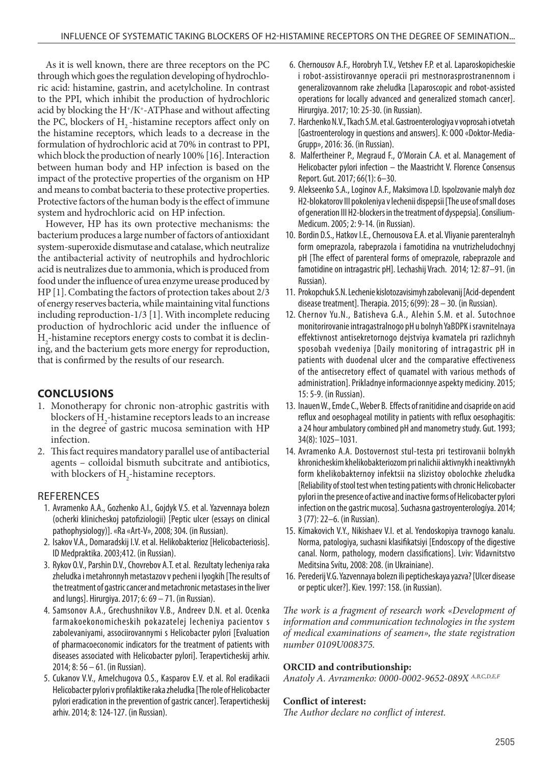As it is well known, there are three receptors on the PC through which goes the regulation developing of hydrochloric acid: histamine, gastrin, and acetylcholine. In contrast to the PPI, which inhibit the production of hydrochloric acid by blocking the $H^+/K^+$-ATPhase and without affecting the PC, blockers of $H_2$-histamine receptors affect only on the histamine receptors, which leads to a decrease in the formulation of hydrochloric acid at 70% in contrast to PPI, which block the production of nearly 100% [16]. Interaction between human body and HP infection is based on the impact of the protective properties of the organism on HP and means to combat bacteria to these protective properties. Protective factors of the human body is the effect of immune system and hydrochloric acid on HP infection.

However, HP has its own protective mechanisms: the bacterium produces a large number of factors of antioxidant system-superoxide dismutase and catalase, which neutralize the antibacterial activity of neutrophils and hydrochloric acid is neutralizes due to ammonia, which is produced from food under the influence of urea enzyme urease produced by HP [1]. Combating the factors of protection takes about 2/3 of energy reserves bacteria, while maintaining vital functions including reproduction-1/3 [1]. With incomplete reducing production of hydrochloric acid under the influence of $H_2$-histamine receptors energy costs to combat it is declining, and the bacterium gets more energy for reproduction, that is confirmed by the results of our research.

## CONCLUSIONS

1. Monotherapy for chronic non-atrophic gastritis with blockers of $H_2$-histamine receptors leads to an increase in the degree of gastric mucosa semination with HP infection.
2. This fact requires mandatory parallel use of antibacterial agents – colloidal bismuth subcitrate and antibiotics, with blockers of $H_2$-histamine receptors.

## REFERENCES

1. Avramenko A.A., Gozhenko A.I., Gojdyk V.S. et al. Yazvennaya bolezn (ocherki klinicheskoj patofiziologii) [Peptic ulcer (essays on clinical pathophysiology)]. «Ra «Art-V», 2008; 304. (in Russian).
2. Isakov V.A., Domaradskij I.V. et al. Helikobakterioz [Helicobacteriosis]. ID Medpraktika. 2003;412. (in Russian).
3. Rykov O.V., Parshin D.V., Chovrebov A.T. et al. Rezultaty lecheniya raka zheludka i metahronnyh metastazov v pecheni i lyogkih [The results of the treatment of gastric cancer and metachronic metastases in the liver and lungs]. Hirurgiya. 2017; 6: 69 – 71. (in Russian).
4. Samsonov A.A., Grechushnikov V.B., Andreev D.N. et al. Ocenka farmakoekonomicheskih pokazatelej lecheniya pacientov s zabolevaniyami, associirovannymi s Helicobacter pylori [Evaluation of pharmacoeconomic indicators for the treatment of patients with diseases associated with Helicobacter pylori]. Terapevticheskij arhiv. 2014; 8: 56 – 61. (in Russian).
5. Cukanov V.V., Amelchugova O.S., Kasparov E.V. et al. Rol eradikacii Helicobacter pylori v profilaktike raka zheludka [The role of Helicobacter pylori eradication in the prevention of gastric cancer]. Terapevticheskij arhiv. 2014; 8: 124-127. (in Russian).
6. Chernousov A.F., Horobryh T.V., Vetshev F.P. et al. Laparoskopicheskie i robot-assistirovannye operacii pri mestnorasprostranennom i generalizovannom rake zheludka [Laparoscopic and robot-assisted operations for locally advanced and generalized stomach cancer]. Hirurgiya. 2017; 10: 25-30. (in Russian).
7. Harchenko N.V., Tkach S.M. et al. Gastroenterologiya v voprosah i otvetah [Gastroenterology in questions and answers]. K: OOO «Doktor-Media-Grupp», 2016: 36. (in Russian).
8. Malfertheiner P., Megraud F., O'Morain C.A. et al. Management of Helicobacter pylori infection – the Maastricht V. Florence Consensus Report. Gut. 2017; 66(1): 6–30.
9. Alekseenko S.A., Loginov A.F., Maksimova I.D. Ispolzovanie malyh doz H2-blokatorov III pokoleniya v lechenii dispepsii [The use of small doses of generation III H2-blockers in the treatment of dyspepsia]. Consilium-Medicum. 2005; 2: 9-14. (in Russian).
10. Bordin D.S., Hatkov I.E., Chernousova E.A. et al. Vliyanie parenteralnyh form omeprazola, rabeprazola i famotidina na vnutrizheludochnyj pH [The effect of parenteral forms of omeprazole, rabeprazole and famotidine on intragastric pH]. Lechashij Vrach. 2014; 12: 87–91. (in Russian).
11. Prokopchuk S.N. Lechenie kislotozavisimyh zabolevanij [Acid-dependent disease treatment]. Therapia. 2015; 6(99): 28 – 30. (in Russian).
12. Chernov Yu.N., Batisheva G.A., Alehin S.M. et al. Sutochnoe monitorirovanie intragastralnogo pH u bolnyh YaBDPK i sravnitelnaya effektivnost antisekretornogo dejstviya kvamatela pri razlichnyh sposobah vvedeniya [Daily monitoring of intragastric pH in patients with duodenal ulcer and the comparative effectiveness of the antisecretory effect of quamatel with various methods of administration]. Prikladnye informacionnye aspekty mediciny. 2015; 15: 5-9. (in Russian).
13. Inauen W., Emde C., Weber B. Effects of ranitidine and cisapride on acid reflux and oesophageal motility in patients with reflux oesophagitis: a 24 hour ambulatory combined pH and manometry study. Gut. 1993; 34(8): 1025–1031.
14. Avramenko A.A. Dostovernost stul-testa pri testirovanii bolnykh khronicheskim khelikobakteriozom pri nalichii aktivnykh i neaktivnykh form khelikobakternoy infektsii na slizistoy obolochke zheludka [Reliability of stool test when testing patients with chronic Helicobacter pylori in the presence of active and inactive forms of Helicobacter pylori infection on the gastric mucosa]. Suchasna gastroyenterologíya. 2014; 3 (77): 22–6. (in Russian).
15. Kímakovich V.Y., Nikishaev V.I. et al. Yendoskopiya travnogo kanalu. Norma, patologiya, suchasni klasifikatsiyi [Endoscopy of the digestive canal. Norm, pathology, modern classifications]. Lviv: Vidavnitstvo Meditsina Svítu, 2008: 208. (in Ukrainiane).
16. Perederij V.G. Yazvennaya bolezn ili pepticheskaya yazva? [Ulcer disease or peptic ulcer?]. Kiev. 1997: 158. (in Russian).

*The work is a fragment of research work «Development of information and communication technologies in the system of medical examinations of seamen», the state registration number 0109U008375.*

**ORCID and contributionship:**

*Anatoly A. Avramenko: 0000-0002-9652-089X* [A,B,C,D,E,F]

**Conflict of interest:**

*The Author declare no conflict of interest.*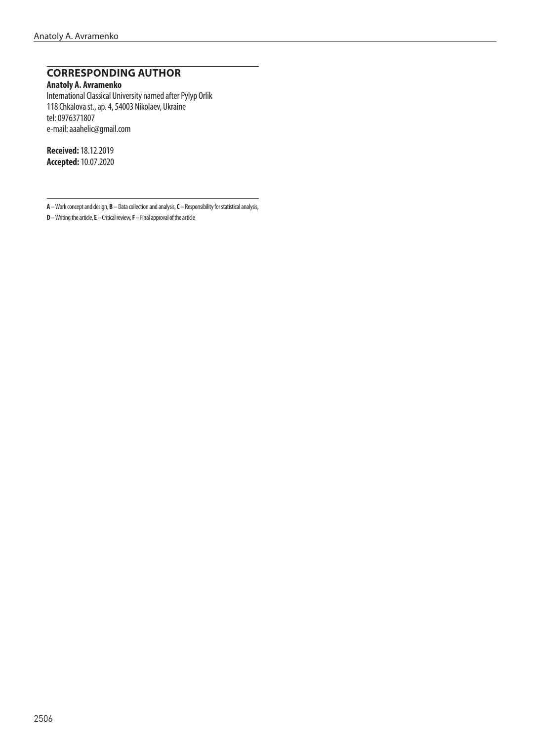## CORRESPONDING AUTHOR

**Anatoly A. Avramenko**
International Classical University named after Pylyp Orlik
118 Chkalova st., ap. 4, 54003 Nikolaev, Ukraine
tel: 0976371807
e-mail: aaahelic@gmail.com

**Received:** 18.12.2019
**Accepted:** 10.07.2020

---

**A** – Work concept and design, **B** – Data collection and analysis, **C** – Responsibility for statistical analysis,
**D** – Writing the article, **E** – Critical review, **F** – Final approval of the article